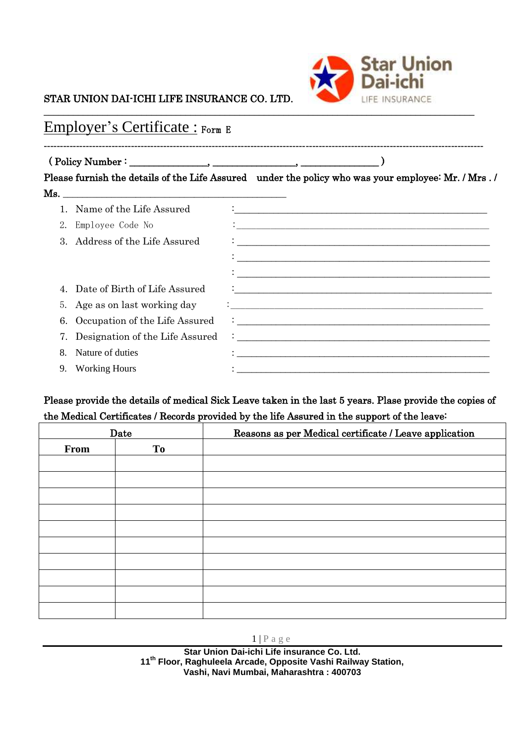STAR UNION DAI-ICHI LIFE INSURANCE CO. LTD.

# Employer's Certificate : Form E

( Policy Number : _______________, ________________, _______________ )

**Please furnish the details of the Life Assured under the policy who was your employee: Mr. / Mrs . / Ms.** ___________________________________________

1. Name of the Life Assured : ______________________________________________
2. Employee Code No : ______________________________________________
3. Address of the Life Assured : ______________________________________________
   : ______________________________________________
   : ______________________________________________
4. Date of Birth of Life Assured : ______________________________________________
5. Age as on last working day : ______________________________________________
6. Occupation of the Life Assured : ______________________________________________
7. Designation of the Life Assured : ______________________________________________
8. Nature of duties : ______________________________________________
9. Working Hours : ______________________________________________

**Please provide the details of medical Sick Leave taken in the last 5 years. Plase provide the copies of the Medical Certificates / Records provided by the life Assured in the support of the leave:**

| Date | | Reasons as per Medical certificate / Leave application |
|---|---|---|
| **From** | **To** | |
| | | |
| | | |
| | | |
| | | |
| | | |
| | | |
| | | |
| | | |
| | | |
| | | |

Star Union Dai-ichi Life insurance Co. Ltd.
11th Floor, Raghuleela Arcade, Opposite Vashi Railway Station,
Vashi, Navi Mumbai, Maharashtra : 400703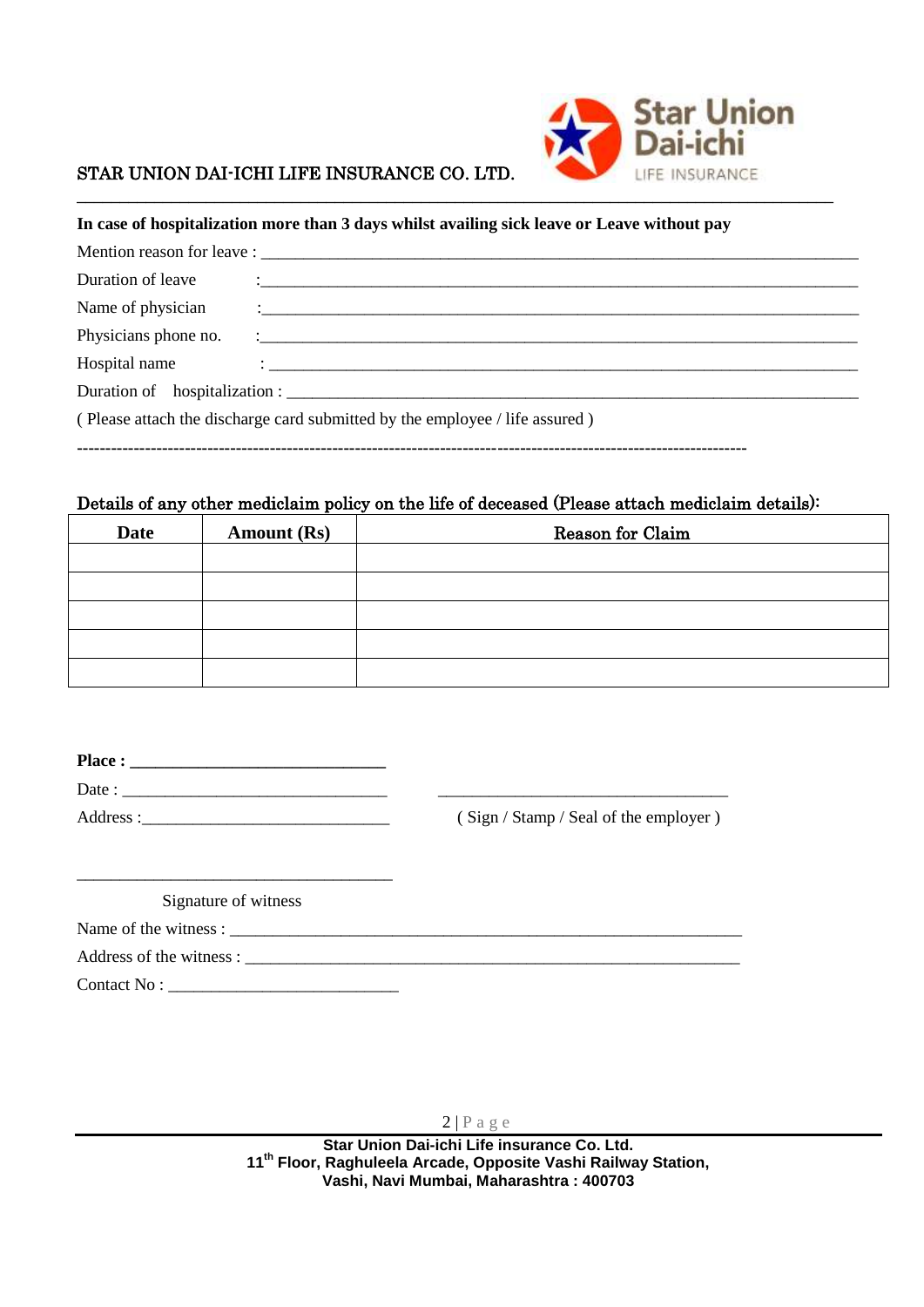STAR UNION DAI-ICHI LIFE INSURANCE CO. LTD.

**In case of hospitalization more than 3 days whilst availing sick leave or Leave without pay**

Mention reason for leave : ______________________________________________

Duration of leave : ______________________________________________

Name of physician : ______________________________________________

Physicians phone no. : ______________________________________________

Hospital name : ______________________________________________

Duration of hospitalization : ______________________________________________

( Please attach the discharge card submitted by the employee / life assured )

---

Details of any other mediclaim policy on the life of deceased (Please attach mediclaim details):

| Date | Amount (Rs) | Reason for Claim |
|---|---|---|
| | | |
| | | |
| | | |
| | | |
| | | |

**Place : ___________________________**

Date : ___________________________

Address :___________________________

___________________________

( Sign / Stamp / Seal of the employer )

___________________________

Signature of witness

Name of the witness : ___________________________

Address of the witness : ___________________________

Contact No : ___________________________

**Star Union Dai-ichi Life insurance Co. Ltd.**
**11th Floor, Raghuleela Arcade, Opposite Vashi Railway Station,**
**Vashi, Navi Mumbai, Maharashtra : 400703**